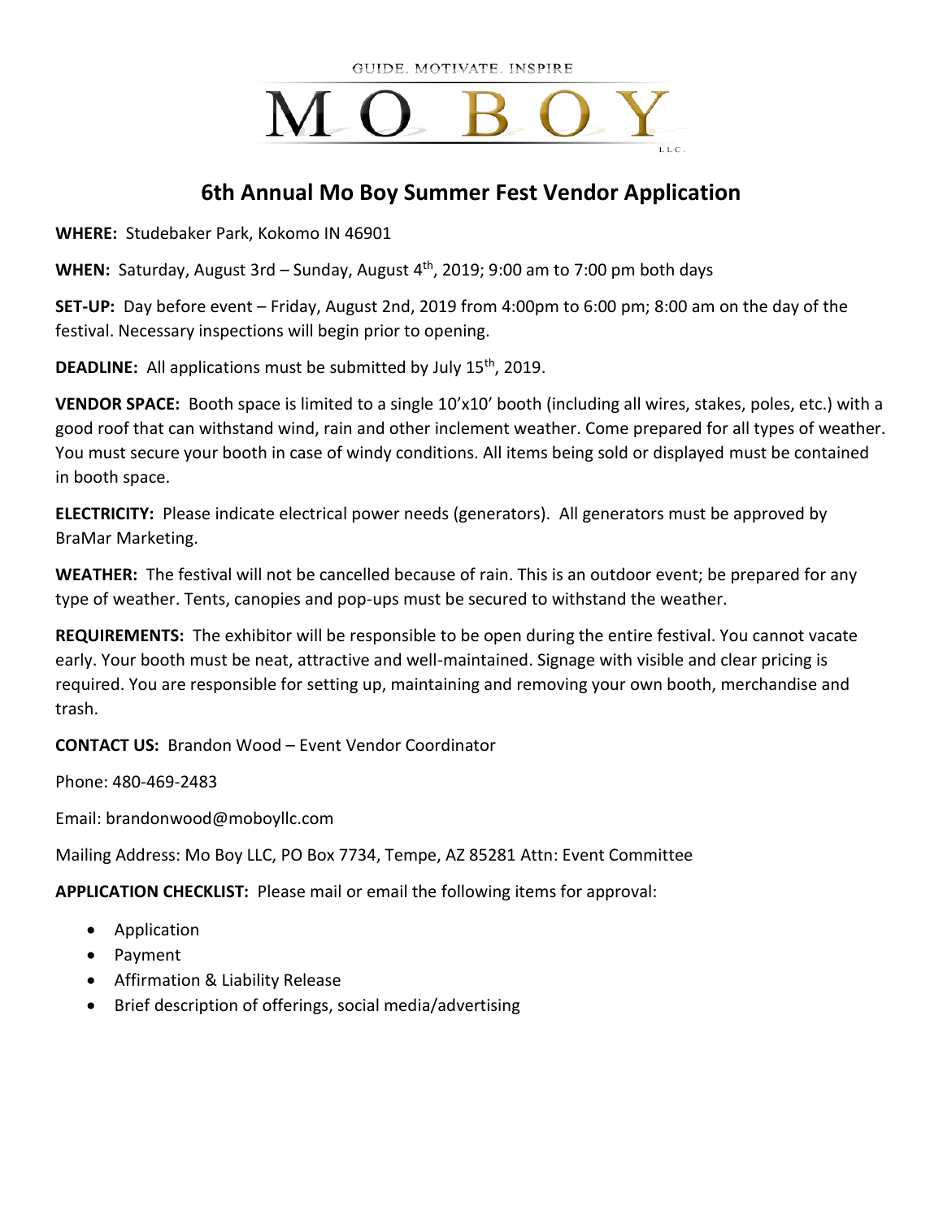GUIDE. MOTIVATE. INSPIRE

MO BOY

LLC.

# 6th Annual Mo Boy Summer Fest Vendor Application

**WHERE:** Studebaker Park, Kokomo IN 46901

**WHEN:** Saturday, August 3rd – Sunday, August 4th, 2019; 9:00 am to 7:00 pm both days

**SET-UP:** Day before event – Friday, August 2nd, 2019 from 4:00pm to 6:00 pm; 8:00 am on the day of the festival. Necessary inspections will begin prior to opening.

**DEADLINE:** All applications must be submitted by July 15th, 2019.

**VENDOR SPACE:** Booth space is limited to a single 10'x10' booth (including all wires, stakes, poles, etc.) with a good roof that can withstand wind, rain and other inclement weather. Come prepared for all types of weather. You must secure your booth in case of windy conditions. All items being sold or displayed must be contained in booth space.

**ELECTRICITY:** Please indicate electrical power needs (generators). All generators must be approved by BraMar Marketing.

**WEATHER:** The festival will not be cancelled because of rain. This is an outdoor event; be prepared for any type of weather. Tents, canopies and pop-ups must be secured to withstand the weather.

**REQUIREMENTS:** The exhibitor will be responsible to be open during the entire festival. You cannot vacate early. Your booth must be neat, attractive and well-maintained. Signage with visible and clear pricing is required. You are responsible for setting up, maintaining and removing your own booth, merchandise and trash.

**CONTACT US:** Brandon Wood – Event Vendor Coordinator

Phone: 480-469-2483

Email: brandonwood@moboyllc.com

Mailing Address: Mo Boy LLC, PO Box 7734, Tempe, AZ 85281 Attn: Event Committee

**APPLICATION CHECKLIST:** Please mail or email the following items for approval:

- Application
- Payment
- Affirmation & Liability Release
- Brief description of offerings, social media/advertising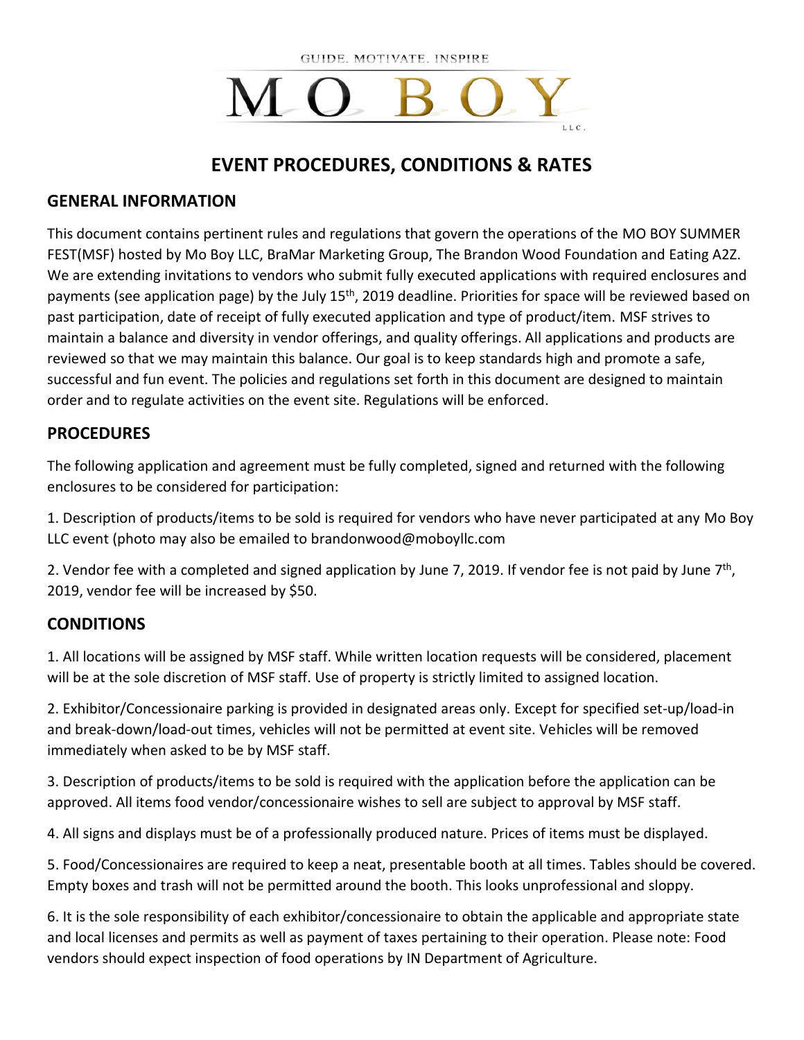GUIDE. MOTIVATE. INSPIRE

# MO BOY

LLC.

## EVENT PROCEDURES, CONDITIONS & RATES

### GENERAL INFORMATION

This document contains pertinent rules and regulations that govern the operations of the MO BOY SUMMER FEST(MSF) hosted by Mo Boy LLC, BraMar Marketing Group, The Brandon Wood Foundation and Eating A2Z. We are extending invitations to vendors who submit fully executed applications with required enclosures and payments (see application page) by the July 15th, 2019 deadline. Priorities for space will be reviewed based on past participation, date of receipt of fully executed application and type of product/item. MSF strives to maintain a balance and diversity in vendor offerings, and quality offerings. All applications and products are reviewed so that we may maintain this balance. Our goal is to keep standards high and promote a safe, successful and fun event. The policies and regulations set forth in this document are designed to maintain order and to regulate activities on the event site. Regulations will be enforced.

### PROCEDURES

The following application and agreement must be fully completed, signed and returned with the following enclosures to be considered for participation:

1. Description of products/items to be sold is required for vendors who have never participated at any Mo Boy LLC event (photo may also be emailed to brandonwood@moboyllc.com

2. Vendor fee with a completed and signed application by June 7, 2019. If vendor fee is not paid by June 7th, 2019, vendor fee will be increased by $50.

### CONDITIONS

1. All locations will be assigned by MSF staff. While written location requests will be considered, placement will be at the sole discretion of MSF staff. Use of property is strictly limited to assigned location.

2. Exhibitor/Concessionaire parking is provided in designated areas only. Except for specified set-up/load-in and break-down/load-out times, vehicles will not be permitted at event site. Vehicles will be removed immediately when asked to be by MSF staff.

3. Description of products/items to be sold is required with the application before the application can be approved. All items food vendor/concessionaire wishes to sell are subject to approval by MSF staff.

4. All signs and displays must be of a professionally produced nature. Prices of items must be displayed.

5. Food/Concessionaires are required to keep a neat, presentable booth at all times. Tables should be covered. Empty boxes and trash will not be permitted around the booth. This looks unprofessional and sloppy.

6. It is the sole responsibility of each exhibitor/concessionaire to obtain the applicable and appropriate state and local licenses and permits as well as payment of taxes pertaining to their operation. Please note: Food vendors should expect inspection of food operations by IN Department of Agriculture.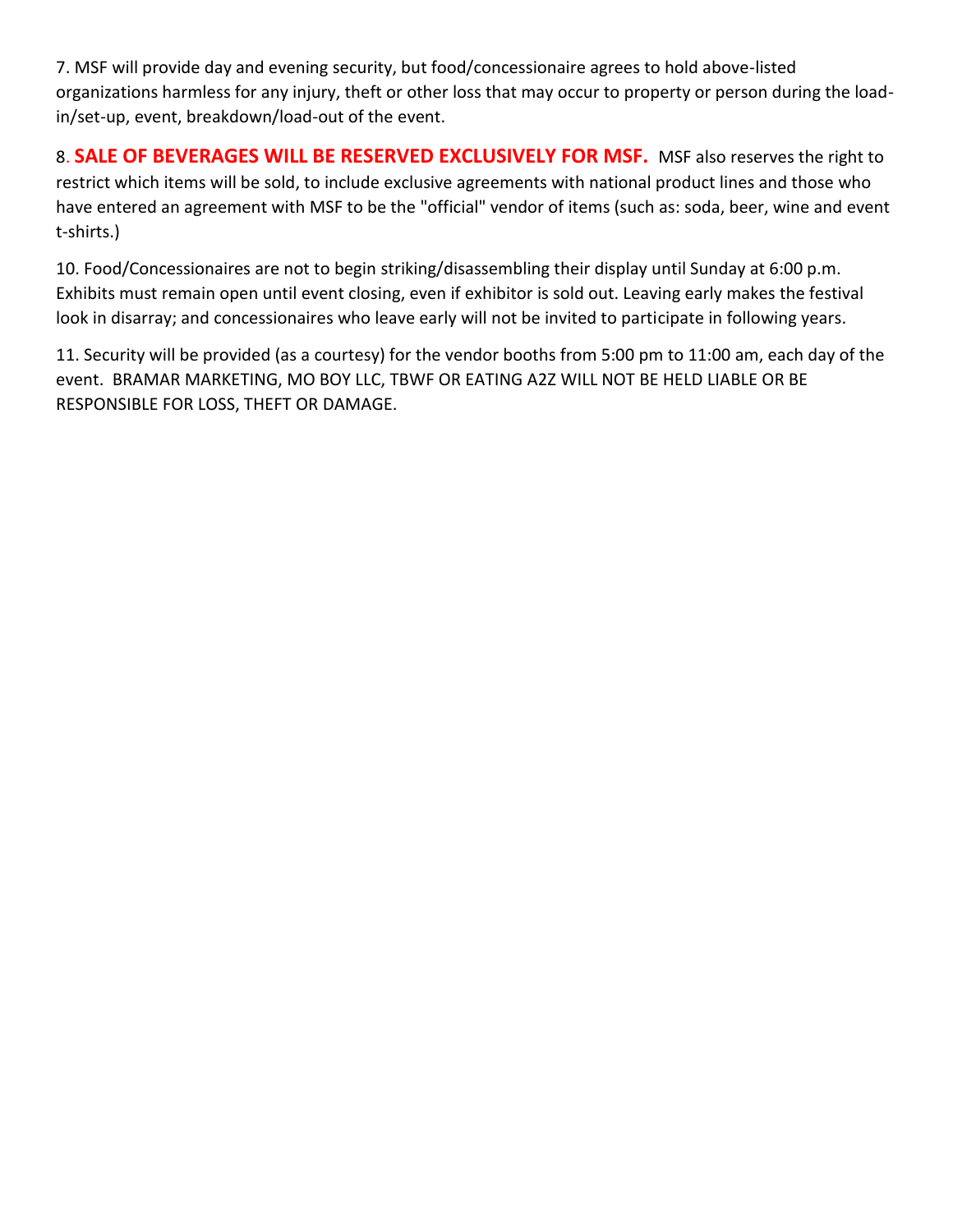7. MSF will provide day and evening security, but food/concessionaire agrees to hold above-listed organizations harmless for any injury, theft or other loss that may occur to property or person during the load-in/set-up, event, breakdown/load-out of the event.

8. **SALE OF BEVERAGES WILL BE RESERVED EXCLUSIVELY FOR MSF.** MSF also reserves the right to restrict which items will be sold, to include exclusive agreements with national product lines and those who have entered an agreement with MSF to be the "official" vendor of items (such as: soda, beer, wine and event t-shirts.)

10. Food/Concessionaires are not to begin striking/disassembling their display until Sunday at 6:00 p.m. Exhibits must remain open until event closing, even if exhibitor is sold out. Leaving early makes the festival look in disarray; and concessionaires who leave early will not be invited to participate in following years.

11. Security will be provided (as a courtesy) for the vendor booths from 5:00 pm to 11:00 am, each day of the event. BRAMAR MARKETING, MO BOY LLC, TBWF OR EATING A2Z WILL NOT BE HELD LIABLE OR BE RESPONSIBLE FOR LOSS, THEFT OR DAMAGE.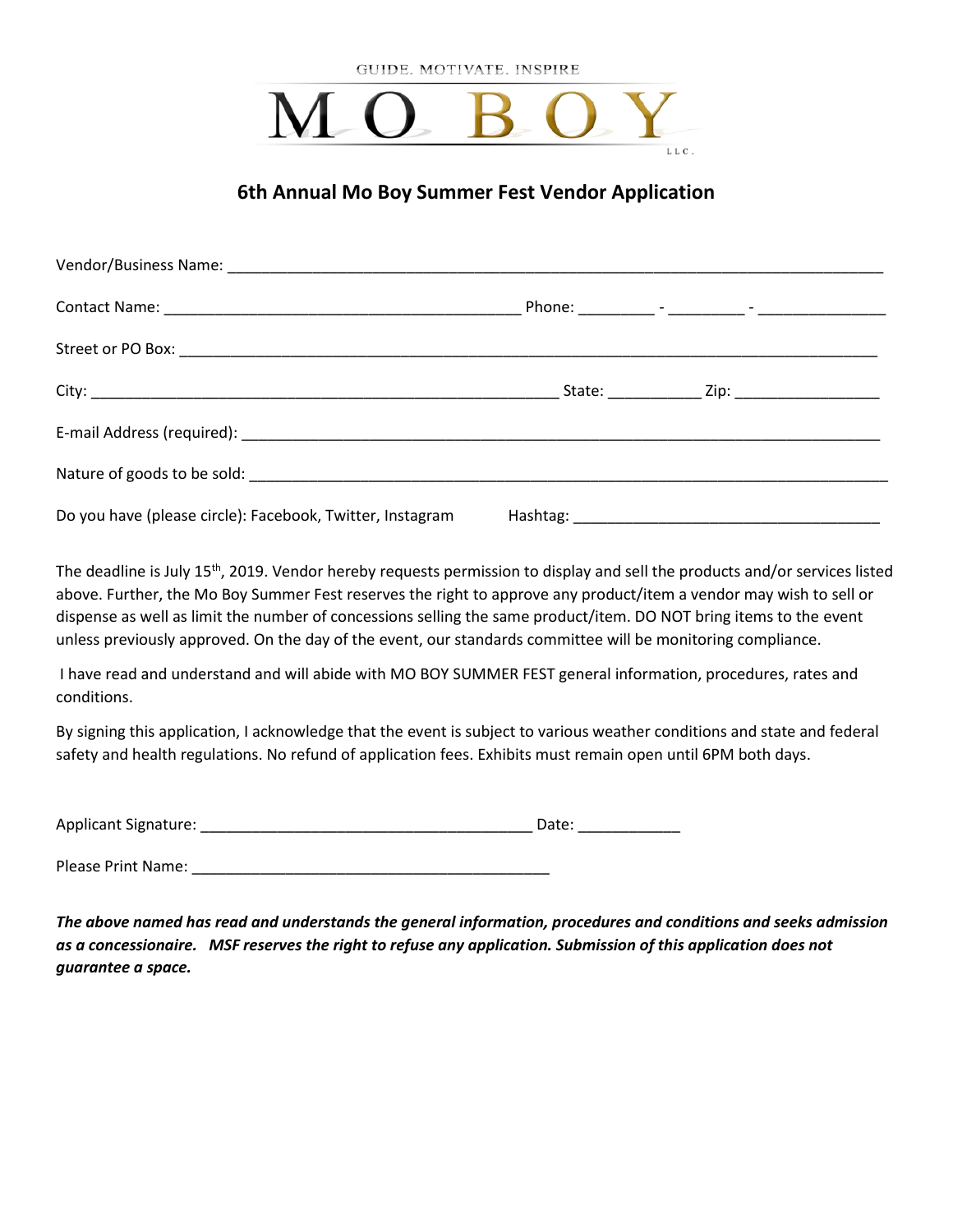GUIDE. MOTIVATE. INSPIRE

MO BOY

LLC.

## 6th Annual Mo Boy Summer Fest Vendor Application

Vendor/Business Name: ______________________________________________________________________________

Contact Name: ___________________________________________ Phone: _________ - _________ - _______________

Street or PO Box: ________________________________________________________________________________________

City: _________________________________________________________ State: ___________ Zip: _________________

E-mail Address (required): __________________________________________________________________________

Nature of goods to be sold: _________________________________________________________________________

Do you have (please circle): Facebook, Twitter, Instagram     Hashtag: ____________________________________

The deadline is July 15th, 2019. Vendor hereby requests permission to display and sell the products and/or services listed above. Further, the Mo Boy Summer Fest reserves the right to approve any product/item a vendor may wish to sell or dispense as well as limit the number of concessions selling the same product/item. DO NOT bring items to the event unless previously approved. On the day of the event, our standards committee will be monitoring compliance.

I have read and understand and will abide with MO BOY SUMMER FEST general information, procedures, rates and conditions.

By signing this application, I acknowledge that the event is subject to various weather conditions and state and federal safety and health regulations. No refund of application fees. Exhibits must remain open until 6PM both days.

Applicant Signature: ________________________________________ Date: ____________

Please Print Name: ___________________________________________

***The above named has read and understands the general information, procedures and conditions and seeks admission as a concessionaire. MSF reserves the right to refuse any application. Submission of this application does not guarantee a space.***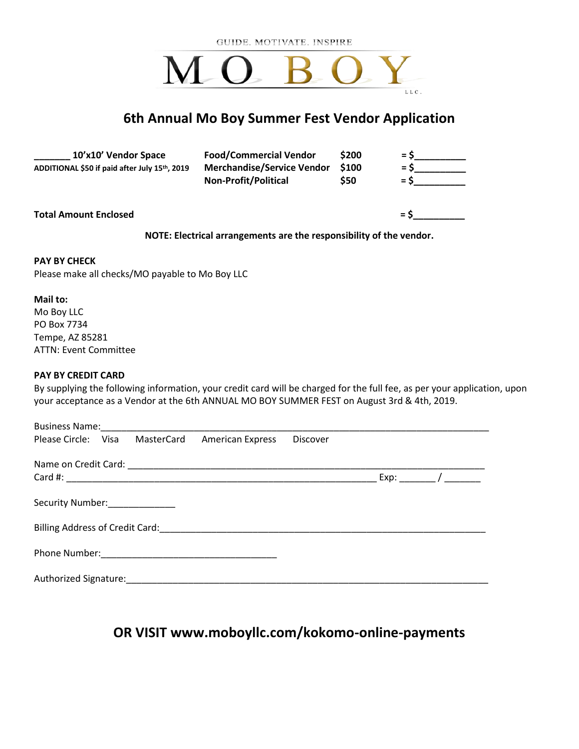GUIDE. MOTIVATE. INSPIRE

# MO BOY

LLC.

## 6th Annual Mo Boy Summer Fest Vendor Application

| **_______ 10'x10' Vendor Space** | **Food/Commercial Vendor** | **$200** | **= $__________** |
|---|---|---|---|
| **ADDITIONAL $50 if paid after July 15th, 2019** | **Merchandise/Service Vendor** | **$100** | **= $__________** |
| | **Non-Profit/Political** | **$50** | **= $__________** |

**Total Amount Enclosed** **= $__________**

**NOTE: Electrical arrangements are the responsibility of the vendor.**

**PAY BY CHECK**

Please make all checks/MO payable to Mo Boy LLC

**Mail to:**

Mo Boy LLC
PO Box 7734
Tempe, AZ 85281
ATTN: Event Committee

**PAY BY CREDIT CARD**

By supplying the following information, your credit card will be charged for the full fee, as per your application, upon your acceptance as a Vendor at the 6th ANNUAL MO BOY SUMMER FEST on August 3rd & 4th, 2019.

Business Name:________________________________________________________________________________

Please Circle: Visa MasterCard American Express Discover

Name on Credit Card: ___________________________________________________________________________

Card #: _________________________________________________________________ Exp: _______ / _______

Security Number:_____________

Billing Address of Credit Card:____________________________________________________________________

Phone Number:___________________________________

Authorized Signature:____________________________________________________________________________

## OR VISIT www.moboyllc.com/kokomo-online-payments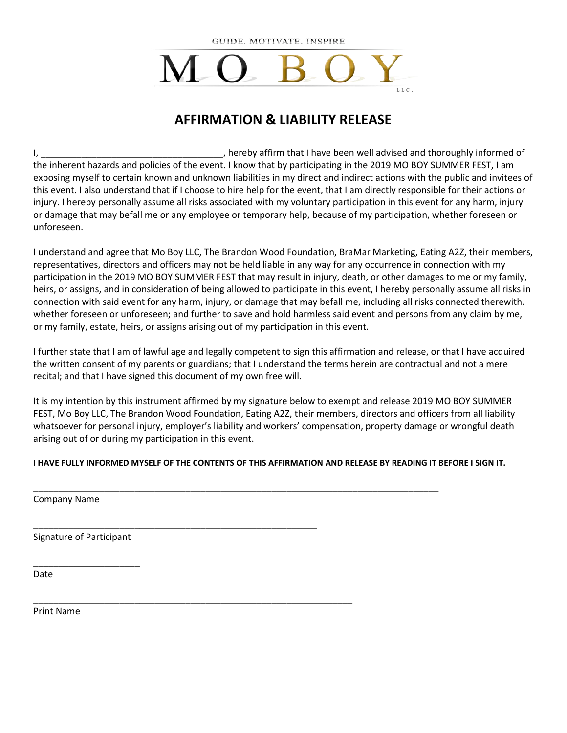GUIDE. MOTIVATE. INSPIRE

MO BOY

LLC.

# AFFIRMATION & LIABILITY RELEASE

I, ____________________________________, hereby affirm that I have been well advised and thoroughly informed of the inherent hazards and policies of the event. I know that by participating in the 2019 MO BOY SUMMER FEST, I am exposing myself to certain known and unknown liabilities in my direct and indirect actions with the public and invitees of this event. I also understand that if I choose to hire help for the event, that I am directly responsible for their actions or injury. I hereby personally assume all risks associated with my voluntary participation in this event for any harm, injury or damage that may befall me or any employee or temporary help, because of my participation, whether foreseen or unforeseen.

I understand and agree that Mo Boy LLC, The Brandon Wood Foundation, BraMar Marketing, Eating A2Z, their members, representatives, directors and officers may not be held liable in any way for any occurrence in connection with my participation in the 2019 MO BOY SUMMER FEST that may result in injury, death, or other damages to me or my family, heirs, or assigns, and in consideration of being allowed to participate in this event, I hereby personally assume all risks in connection with said event for any harm, injury, or damage that may befall me, including all risks connected therewith, whether foreseen or unforeseen; and further to save and hold harmless said event and persons from any claim by me, or my family, estate, heirs, or assigns arising out of my participation in this event.

I further state that I am of lawful age and legally competent to sign this affirmation and release, or that I have acquired the written consent of my parents or guardians; that I understand the terms herein are contractual and not a mere recital; and that I have signed this document of my own free will.

It is my intention by this instrument affirmed by my signature below to exempt and release 2019 MO BOY SUMMER FEST, Mo Boy LLC, The Brandon Wood Foundation, Eating A2Z, their members, directors and officers from all liability whatsoever for personal injury, employer's liability and workers' compensation, property damage or wrongful death arising out of or during my participation in this event.

**I HAVE FULLY INFORMED MYSELF OF THE CONTENTS OF THIS AFFIRMATION AND RELEASE BY READING IT BEFORE I SIGN IT.**

______________________________________________________________________________

Company Name

______________________________________________________

Signature of Participant

____________________

Date

____________________________________________________________

Print Name